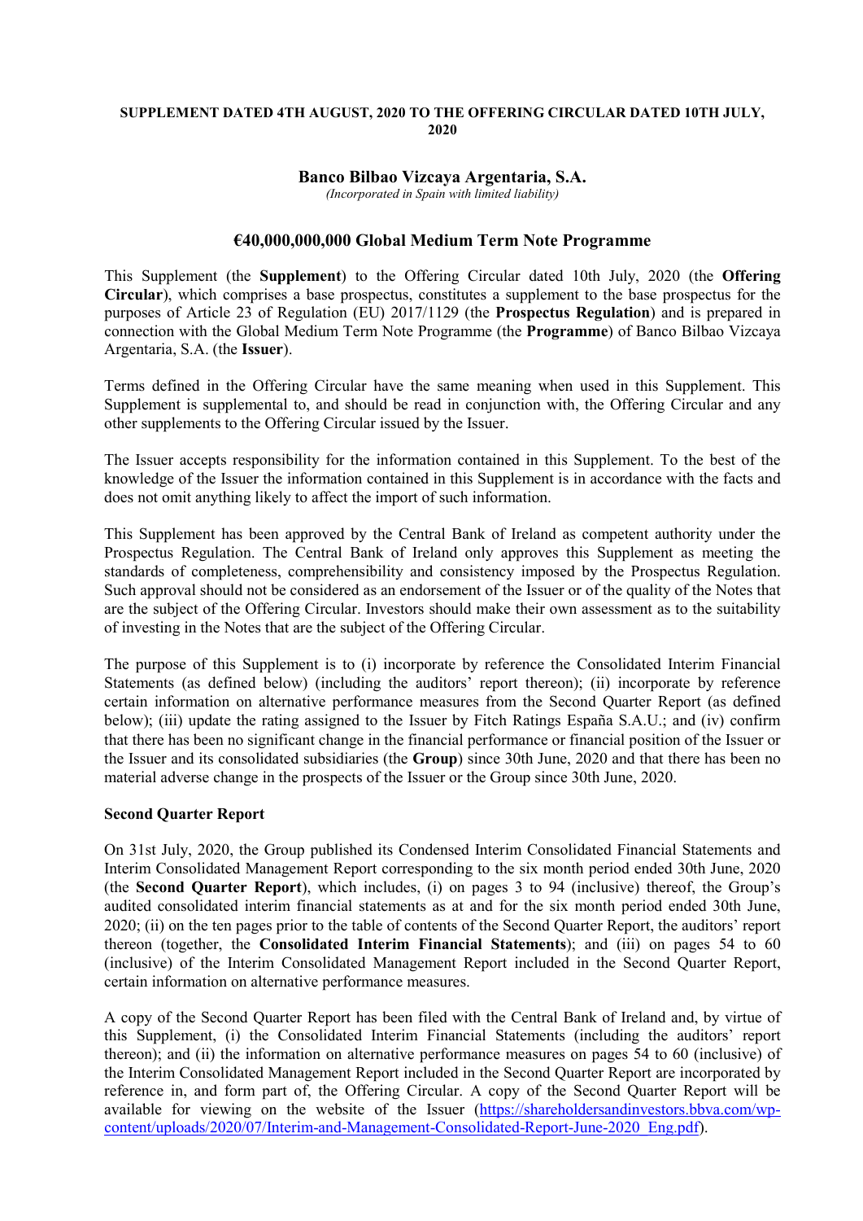**SUPPLEMENT DATED 4TH AUGUST, 2020 TO THE OFFERING CIRCULAR DATED 10TH JULY, 2020**

# Banco Bilbao Vizcaya Argentaria, S.A.

*(Incorporated in Spain with limited liability)*

## €40,000,000,000 Global Medium Term Note Programme

This Supplement (the **Supplement**) to the Offering Circular dated 10th July, 2020 (the **Offering Circular**), which comprises a base prospectus, constitutes a supplement to the base prospectus for the purposes of Article 23 of Regulation (EU) 2017/1129 (the **Prospectus Regulation**) and is prepared in connection with the Global Medium Term Note Programme (the **Programme**) of Banco Bilbao Vizcaya Argentaria, S.A. (the **Issuer**).

Terms defined in the Offering Circular have the same meaning when used in this Supplement. This Supplement is supplemental to, and should be read in conjunction with, the Offering Circular and any other supplements to the Offering Circular issued by the Issuer.

The Issuer accepts responsibility for the information contained in this Supplement. To the best of the knowledge of the Issuer the information contained in this Supplement is in accordance with the facts and does not omit anything likely to affect the import of such information.

This Supplement has been approved by the Central Bank of Ireland as competent authority under the Prospectus Regulation. The Central Bank of Ireland only approves this Supplement as meeting the standards of completeness, comprehensibility and consistency imposed by the Prospectus Regulation. Such approval should not be considered as an endorsement of the Issuer or of the quality of the Notes that are the subject of the Offering Circular. Investors should make their own assessment as to the suitability of investing in the Notes that are the subject of the Offering Circular.

The purpose of this Supplement is to (i) incorporate by reference the Consolidated Interim Financial Statements (as defined below) (including the auditors' report thereon); (ii) incorporate by reference certain information on alternative performance measures from the Second Quarter Report (as defined below); (iii) update the rating assigned to the Issuer by Fitch Ratings España S.A.U.; and (iv) confirm that there has been no significant change in the financial performance or financial position of the Issuer or the Issuer and its consolidated subsidiaries (the **Group**) since 30th June, 2020 and that there has been no material adverse change in the prospects of the Issuer or the Group since 30th June, 2020.

**Second Quarter Report**

On 31st July, 2020, the Group published its Condensed Interim Consolidated Financial Statements and Interim Consolidated Management Report corresponding to the six month period ended 30th June, 2020 (the **Second Quarter Report**), which includes, (i) on pages 3 to 94 (inclusive) thereof, the Group's audited consolidated interim financial statements as at and for the six month period ended 30th June, 2020; (ii) on the ten pages prior to the table of contents of the Second Quarter Report, the auditors' report thereon (together, the **Consolidated Interim Financial Statements**); and (iii) on pages 54 to 60 (inclusive) of the Interim Consolidated Management Report included in the Second Quarter Report, certain information on alternative performance measures.

A copy of the Second Quarter Report has been filed with the Central Bank of Ireland and, by virtue of this Supplement, (i) the Consolidated Interim Financial Statements (including the auditors' report thereon); and (ii) the information on alternative performance measures on pages 54 to 60 (inclusive) of the Interim Consolidated Management Report included in the Second Quarter Report are incorporated by reference in, and form part of, the Offering Circular. A copy of the Second Quarter Report will be available for viewing on the website of the Issuer (https://shareholdersandinvestors.bbva.com/wp-content/uploads/2020/07/Interim-and-Management-Consolidated-Report-June-2020_Eng.pdf).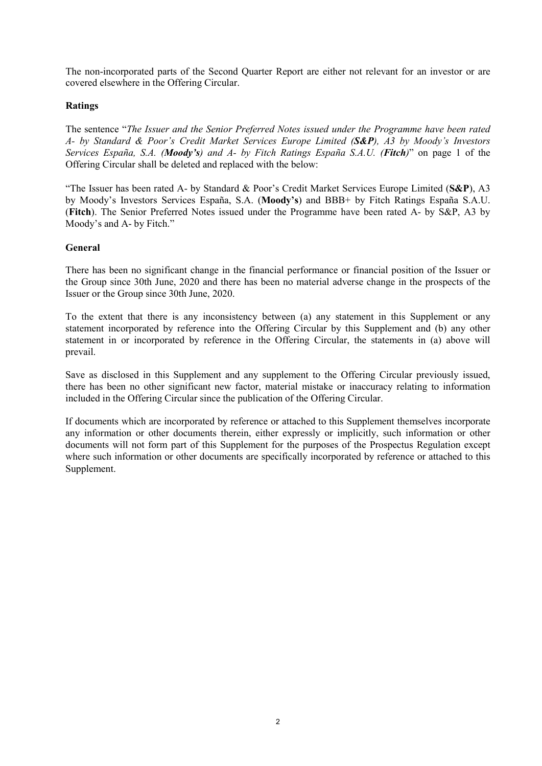The non-incorporated parts of the Second Quarter Report are either not relevant for an investor or are covered elsewhere in the Offering Circular.

**Ratings**

The sentence "*The Issuer and the Senior Preferred Notes issued under the Programme have been rated A- by Standard & Poor's Credit Market Services Europe Limited (**S&P**), A3 by Moody's Investors Services España, S.A. (**Moody's**) and A- by Fitch Ratings España S.A.U. (**Fitch**)*" on page 1 of the Offering Circular shall be deleted and replaced with the below:

"The Issuer has been rated A- by Standard & Poor's Credit Market Services Europe Limited (**S&P**), A3 by Moody's Investors Services España, S.A. (**Moody's**) and BBB+ by Fitch Ratings España S.A.U. (**Fitch**). The Senior Preferred Notes issued under the Programme have been rated A- by S&P, A3 by Moody's and A- by Fitch."

**General**

There has been no significant change in the financial performance or financial position of the Issuer or the Group since 30th June, 2020 and there has been no material adverse change in the prospects of the Issuer or the Group since 30th June, 2020.

To the extent that there is any inconsistency between (a) any statement in this Supplement or any statement incorporated by reference into the Offering Circular by this Supplement and (b) any other statement in or incorporated by reference in the Offering Circular, the statements in (a) above will prevail.

Save as disclosed in this Supplement and any supplement to the Offering Circular previously issued, there has been no other significant new factor, material mistake or inaccuracy relating to information included in the Offering Circular since the publication of the Offering Circular.

If documents which are incorporated by reference or attached to this Supplement themselves incorporate any information or other documents therein, either expressly or implicitly, such information or other documents will not form part of this Supplement for the purposes of the Prospectus Regulation except where such information or other documents are specifically incorporated by reference or attached to this Supplement.